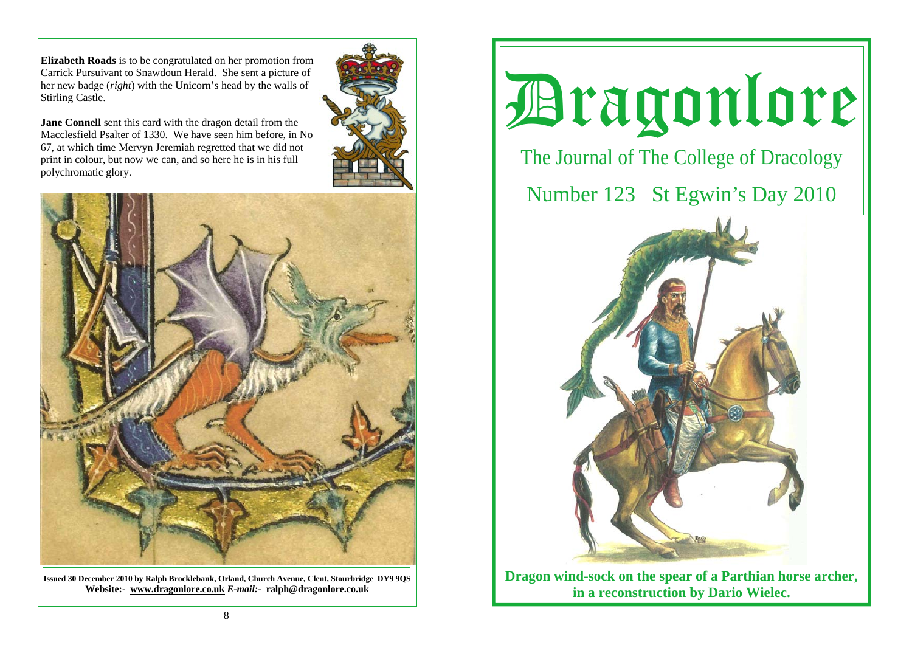**Elizabeth Roads** is to be congratulated on her promotion from Carrick Pursuivant to Snawdoun Herald. She sent a picture of her new badge (*right*) with the Unicorn's head by the walls of Stirling Castle.

**Jane Connell** sent this card with the dragon detail from the Macclesfield Psalter of 1330. We have seen him before, in No 67, at which time Mervyn Jeremiah regretted that we did not print in colour, but now we can, and so here he is in his full polychromatic glory.

**Issued 30 December 2010 by Ralph Brocklebank, Orland, Church Avenue, Clent, Stourbridge DY9 9QS**
**Website:- www.dragonlore.co.uk** ***E-mail:-*** **ralph@dragonlore.co.uk**

# Dragonlore

## The Journal of The College of Dracology

## Number 123 St Egwin's Day 2010

**Dragon wind-sock on the spear of a Parthian horse archer, in a reconstruction by Dario Wielec.**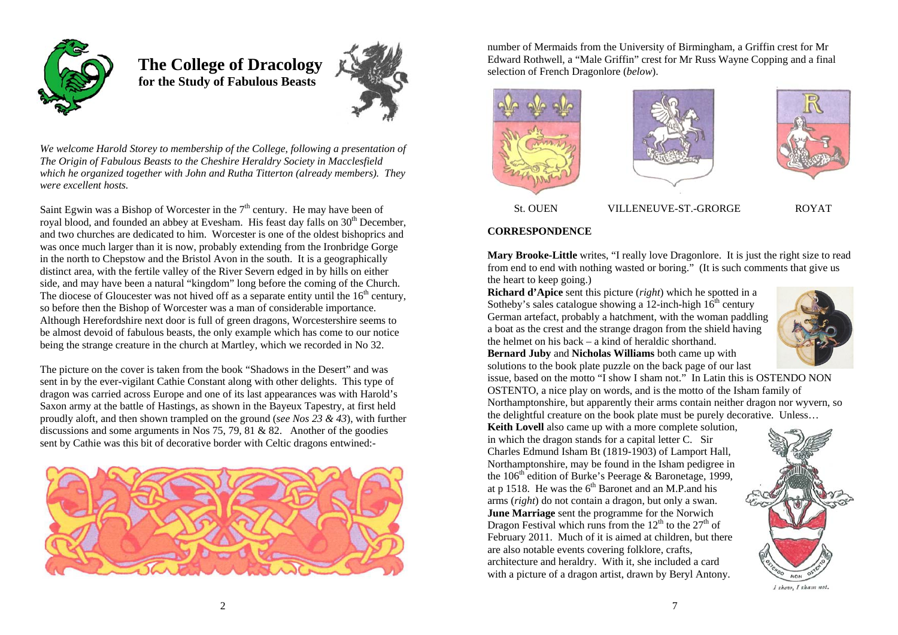# The College of Dracology

**for the Study of Fabulous Beasts**

*We welcome Harold Storey to membership of the College, following a presentation of The Origin of Fabulous Beasts to the Cheshire Heraldry Society in Macclesfield which he organized together with John and Rutha Titterton (already members). They were excellent hosts.*

Saint Egwin was a Bishop of Worcester in the 7th century. He may have been of royal blood, and founded an abbey at Evesham. His feast day falls on 30th December, and two churches are dedicated to him. Worcester is one of the oldest bishoprics and was once much larger than it is now, probably extending from the Ironbridge Gorge in the north to Chepstow and the Bristol Avon in the south. It is a geographically distinct area, with the fertile valley of the River Severn edged in by hills on either side, and may have been a natural "kingdom" long before the coming of the Church. The diocese of Gloucester was not hived off as a separate entity until the 16th century, so before then the Bishop of Worcester was a man of considerable importance. Although Herefordshire next door is full of green dragons, Worcestershire seems to be almost devoid of fabulous beasts, the only example which has come to our notice being the strange creature in the church at Martley, which we recorded in No 32.

The picture on the cover is taken from the book "Shadows in the Desert" and was sent in by the ever-vigilant Cathie Constant along with other delights. This type of dragon was carried across Europe and one of its last appearances was with Harold's Saxon army at the battle of Hastings, as shown in the Bayeux Tapestry, at first held proudly aloft, and then shown trampled on the ground (*see Nos 23 & 43*), with further discussions and some arguments in Nos 75, 79, 81 & 82. Another of the goodies sent by Cathie was this bit of decorative border with Celtic dragons entwined:-

number of Mermaids from the University of Birmingham, a Griffin crest for Mr Edward Rothwell, a "Male Griffin" crest for Mr Russ Wayne Copping and a final selection of French Dragonlore (*below*).

St. OUEN VILLENEUVE-ST.-GRORGE ROYAT

**CORRESPONDENCE**

**Mary Brooke-Little** writes, "I really love Dragonlore. It is just the right size to read from end to end with nothing wasted or boring." (It is such comments that give us the heart to keep going.)

**Richard d'Apice** sent this picture (*right*) which he spotted in a Sotheby's sales catalogue showing a 12-inch-high 16th century German artefact, probably a hatchment, with the woman paddling a boat as the crest and the strange dragon from the shield having the helmet on his back – a kind of heraldic shorthand.

**Bernard Juby** and **Nicholas Williams** both came up with solutions to the book plate puzzle on the back page of our last issue, based on the motto "I show I sham not." In Latin this is OSTENDO NON OSTENTO, a nice play on words, and is the motto of the Isham family of Northamptonshire, but apparently their arms contain neither dragon nor wyvern, so the delightful creature on the book plate must be purely decorative. Unless…

**Keith Lovell** also came up with a more complete solution, in which the dragon stands for a capital letter C. Sir Charles Edmund Isham Bt (1819-1903) of Lamport Hall, Northamptonshire, may be found in the Isham pedigree in the 106th edition of Burke's Peerage & Baronetage, 1999, at p 1518. He was the 6th Baronet and an M.P.and his arms (*right*) do not contain a dragon, but only a swan.

**June Marriage** sent the programme for the Norwich Dragon Festival which runs from the 12th to the 27th of February 2011. Much of it is aimed at children, but there are also notable events covering folklore, crafts, architecture and heraldry. With it, she included a card with a picture of a dragon artist, drawn by Beryl Antony.

*I show, I sham not.*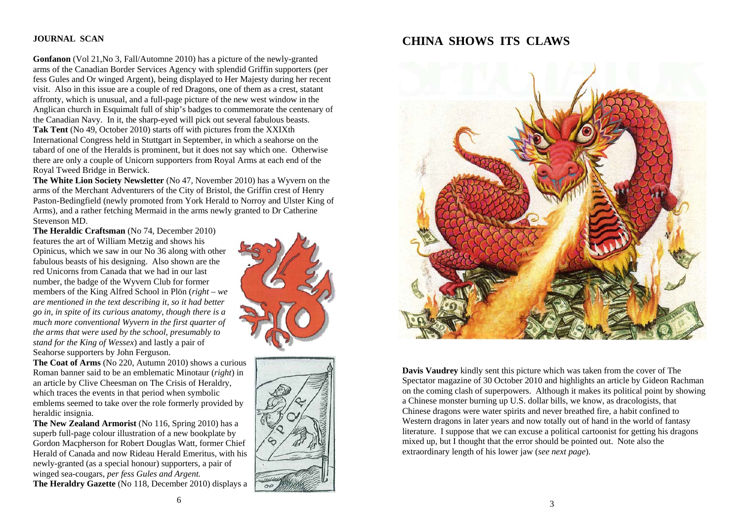## JOURNAL SCAN

**Gonfanon** (Vol 21,No 3, Fall/Automne 2010) has a picture of the newly-granted arms of the Canadian Border Services Agency with splendid Griffin supporters (per fess Gules and Or winged Argent), being displayed to Her Majesty during her recent visit. Also in this issue are a couple of red Dragons, one of them as a crest, statant affronty, which is unusual, and a full-page picture of the new west window in the Anglican church in Esquimalt full of ship's badges to commemorate the centenary of the Canadian Navy. In it, the sharp-eyed will pick out several fabulous beasts.

**Tak Tent** (No 49, October 2010) starts off with pictures from the XXIXth International Congress held in Stuttgart in September, in which a seahorse on the tabard of one of the Heralds is prominent, but it does not say which one. Otherwise there are only a couple of Unicorn supporters from Royal Arms at each end of the Royal Tweed Bridge in Berwick.

**The White Lion Society Newsletter** (No 47, November 2010) has a Wyvern on the arms of the Merchant Adventurers of the City of Bristol, the Griffin crest of Henry Paston-Bedingfield (newly promoted from York Herald to Norroy and Ulster King of Arms), and a rather fetching Mermaid in the arms newly granted to Dr Catherine Stevenson MD.

**The Heraldic Craftsman** (No 74, December 2010) features the art of William Metzig and shows his Opinicus, which we saw in our No 36 along with other fabulous beasts of his designing. Also shown are the red Unicorns from Canada that we had in our last number, the badge of the Wyvern Club for former members of the King Alfred School in Plön (*right – we are mentioned in the text describing it, so it had better go in, in spite of its curious anatomy, though there is a much more conventional Wyvern in the first quarter of the arms that were used by the school, presumably to stand for the King of Wessex*) and lastly a pair of Seahorse supporters by John Ferguson.

**The Coat of Arms** (No 220, Autumn 2010) shows a curious Roman banner said to be an emblematic Minotaur (*right*) in an article by Clive Cheesman on The Crisis of Heraldry, which traces the events in that period when symbolic emblems seemed to take over the role formerly provided by heraldic insignia.

**The New Zealand Armorist** (No 116, Spring 2010) has a superb full-page colour illustration of a new bookplate by Gordon Macpherson for Robert Douglas Watt, former Chief Herald of Canada and now Rideau Herald Emeritus, with his newly-granted (as a special honour) supporters, a pair of winged sea-cougars, *per fess Gules and Argent.*

**The Heraldry Gazette** (No 118, December 2010) displays a

## CHINA SHOWS ITS CLAWS

**Davis Vaudrey** kindly sent this picture which was taken from the cover of The Spectator magazine of 30 October 2010 and highlights an article by Gideon Rachman on the coming clash of superpowers. Although it makes its political point by showing a Chinese monster burning up U.S. dollar bills, we know, as dracologists, that Chinese dragons were water spirits and never breathed fire, a habit confined to Western dragons in later years and now totally out of hand in the world of fantasy literature. I suppose that we can excuse a political cartoonist for getting his dragons mixed up, but I thought that the error should be pointed out. Note also the extraordinary length of his lower jaw (*see next page*).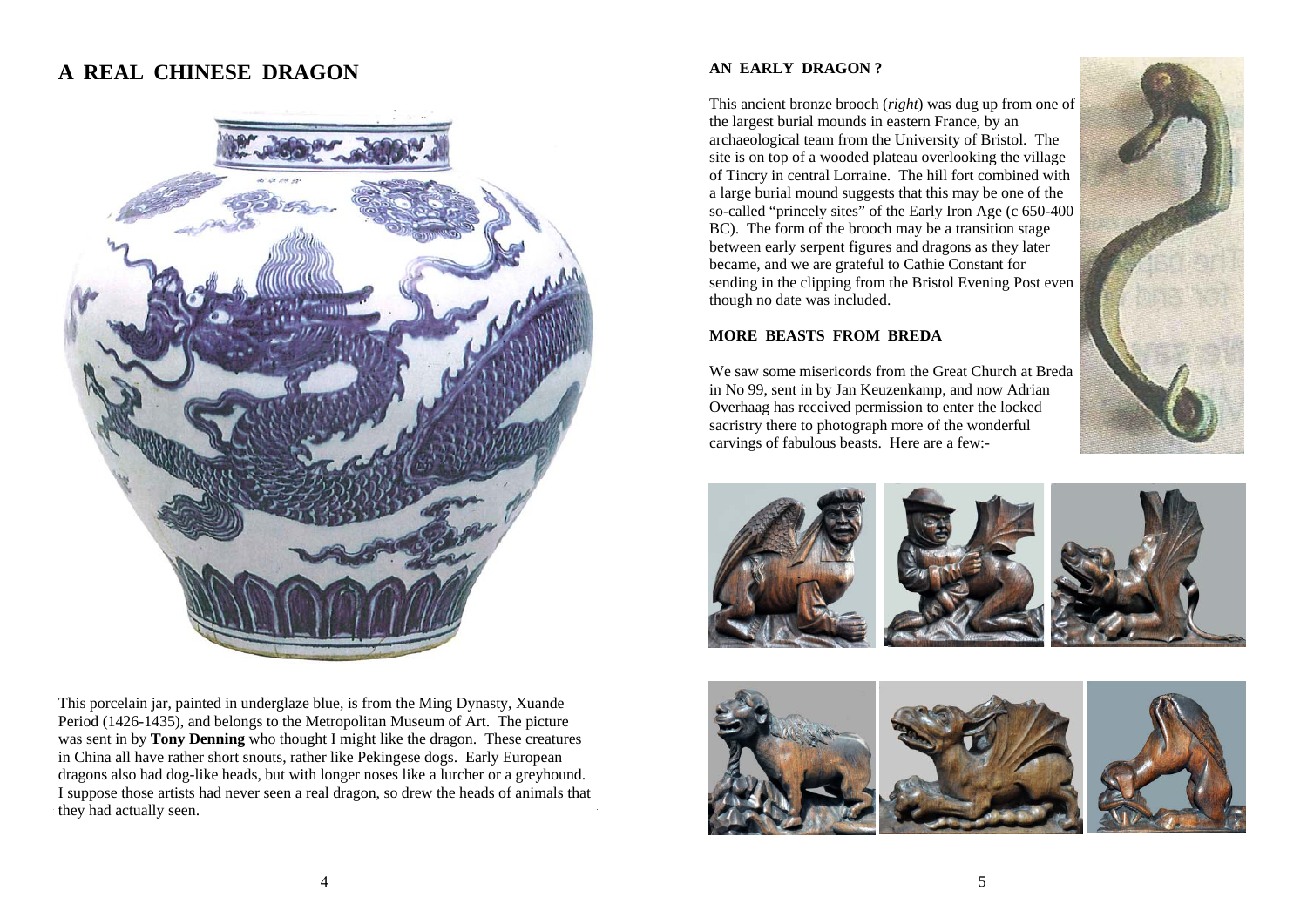# A REAL CHINESE DRAGON

This porcelain jar, painted in underglaze blue, is from the Ming Dynasty, Xuande Period (1426-1435), and belongs to the Metropolitan Museum of Art. The picture was sent in by **Tony Denning** who thought I might like the dragon. These creatures in China all have rather short snouts, rather like Pekingese dogs. Early European dragons also had dog-like heads, but with longer noses like a lurcher or a greyhound. I suppose those artists had never seen a real dragon, so drew the heads of animals that they had actually seen.

## AN EARLY DRAGON ?

This ancient bronze brooch (*right*) was dug up from one of the largest burial mounds in eastern France, by an archaeological team from the University of Bristol. The site is on top of a wooded plateau overlooking the village of Tincry in central Lorraine. The hill fort combined with a large burial mound suggests that this may be one of the so-called "princely sites" of the Early Iron Age (c 650-400 BC). The form of the brooch may be a transition stage between early serpent figures and dragons as they later became, and we are grateful to Cathie Constant for sending in the clipping from the Bristol Evening Post even though no date was included.

## MORE BEASTS FROM BREDA

We saw some misericords from the Great Church at Breda in No 99, sent in by Jan Keuzenkamp, and now Adrian Overhaag has received permission to enter the locked sacristry there to photograph more of the wonderful carvings of fabulous beasts. Here are a few:-